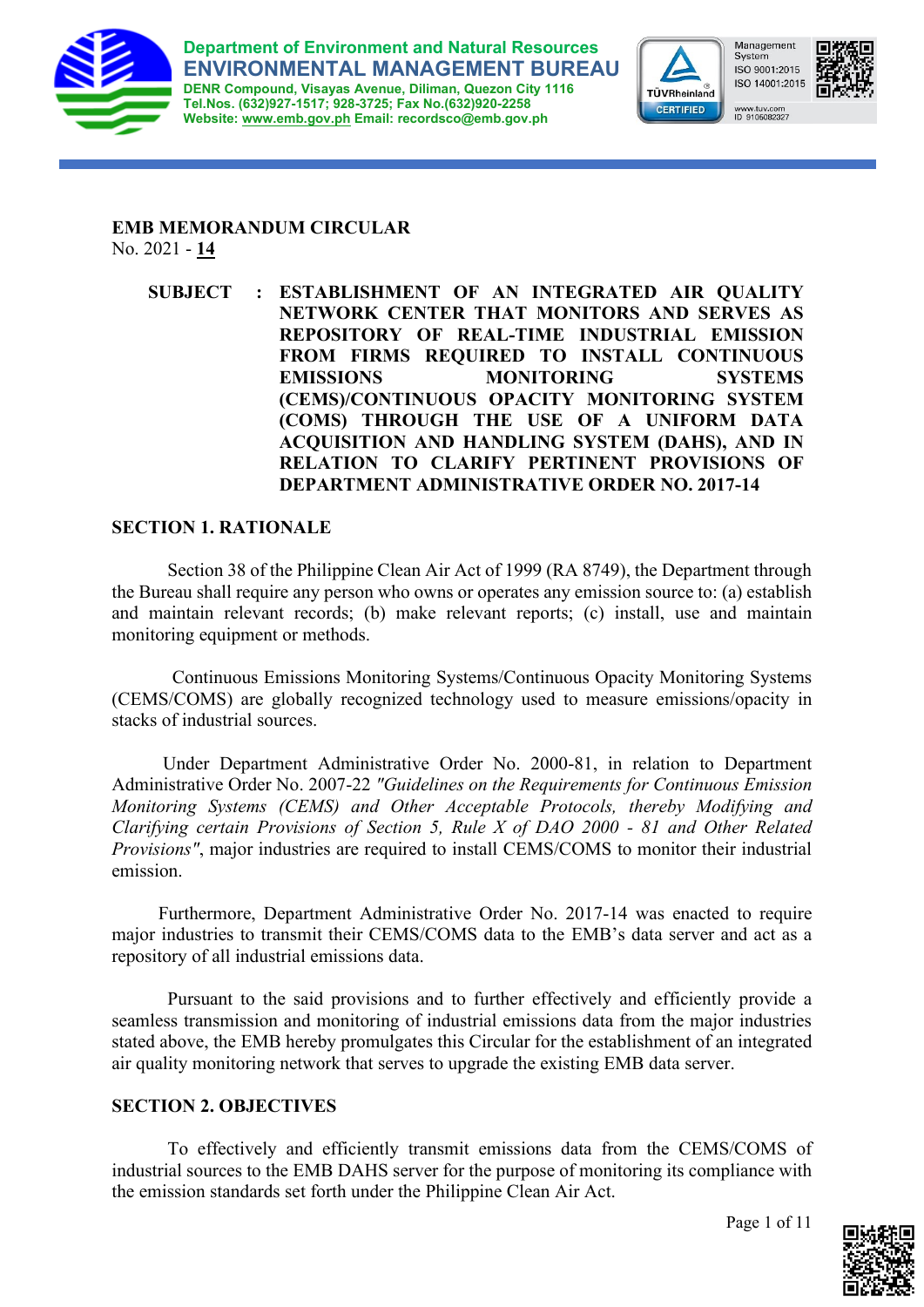Department of Environment and Natural Resources
**ENVIRONMENTAL MANAGEMENT BUREAU**
DENR Compound, Visayas Avenue, Diliman, Quezon City 1116
Tel.Nos. (632)927-1517; 928-3725; Fax No.(632)920-2258
Website: www.emb.gov.ph Email: recordsco@emb.gov.ph

**EMB MEMORANDUM CIRCULAR**
No. 2021 - **14**

**SUBJECT : ESTABLISHMENT OF AN INTEGRATED AIR QUALITY NETWORK CENTER THAT MONITORS AND SERVES AS REPOSITORY OF REAL-TIME INDUSTRIAL EMISSION FROM FIRMS REQUIRED TO INSTALL CONTINUOUS EMISSIONS MONITORING SYSTEMS (CEMS)/CONTINUOUS OPACITY MONITORING SYSTEM (COMS) THROUGH THE USE OF A UNIFORM DATA ACQUISITION AND HANDLING SYSTEM (DAHS), AND IN RELATION TO CLARIFY PERTINENT PROVISIONS OF DEPARTMENT ADMINISTRATIVE ORDER NO. 2017-14**

## SECTION 1. RATIONALE

Section 38 of the Philippine Clean Air Act of 1999 (RA 8749), the Department through the Bureau shall require any person who owns or operates any emission source to: (a) establish and maintain relevant records; (b) make relevant reports; (c) install, use and maintain monitoring equipment or methods.

Continuous Emissions Monitoring Systems/Continuous Opacity Monitoring Systems (CEMS/COMS) are globally recognized technology used to measure emissions/opacity in stacks of industrial sources.

Under Department Administrative Order No. 2000-81, in relation to Department Administrative Order No. 2007-22 *"Guidelines on the Requirements for Continuous Emission Monitoring Systems (CEMS) and Other Acceptable Protocols, thereby Modifying and Clarifying certain Provisions of Section 5, Rule X of DAO 2000 - 81 and Other Related Provisions"*, major industries are required to install CEMS/COMS to monitor their industrial emission.

Furthermore, Department Administrative Order No. 2017-14 was enacted to require major industries to transmit their CEMS/COMS data to the EMB's data server and act as a repository of all industrial emissions data.

Pursuant to the said provisions and to further effectively and efficiently provide a seamless transmission and monitoring of industrial emissions data from the major industries stated above, the EMB hereby promulgates this Circular for the establishment of an integrated air quality monitoring network that serves to upgrade the existing EMB data server.

## SECTION 2. OBJECTIVES

To effectively and efficiently transmit emissions data from the CEMS/COMS of industrial sources to the EMB DAHS server for the purpose of monitoring its compliance with the emission standards set forth under the Philippine Clean Air Act.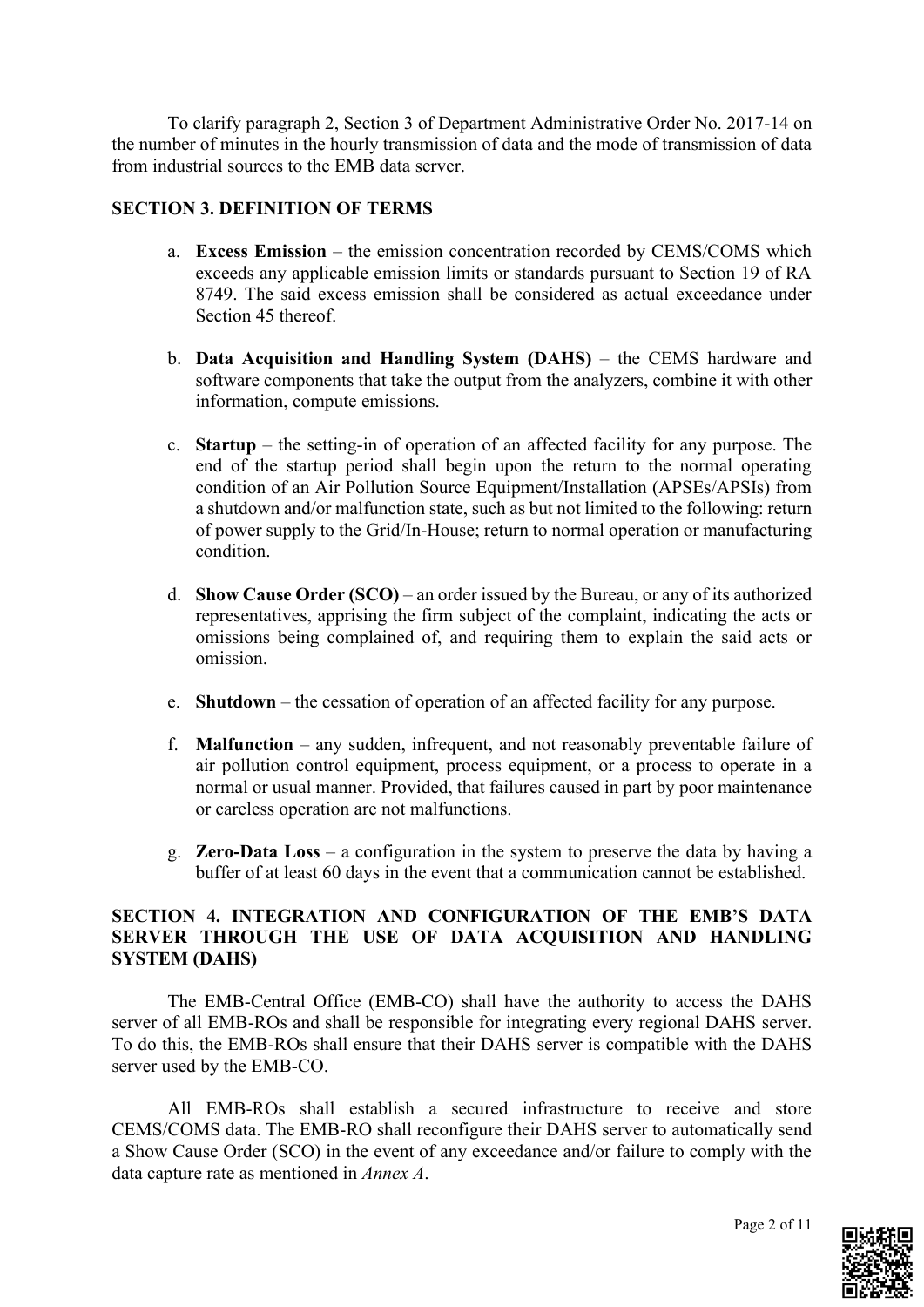To clarify paragraph 2, Section 3 of Department Administrative Order No. 2017-14 on the number of minutes in the hourly transmission of data and the mode of transmission of data from industrial sources to the EMB data server.

## SECTION 3. DEFINITION OF TERMS

a. **Excess Emission** – the emission concentration recorded by CEMS/COMS which exceeds any applicable emission limits or standards pursuant to Section 19 of RA 8749. The said excess emission shall be considered as actual exceedance under Section 45 thereof.

b. **Data Acquisition and Handling System (DAHS)** – the CEMS hardware and software components that take the output from the analyzers, combine it with other information, compute emissions.

c. **Startup** – the setting-in of operation of an affected facility for any purpose. The end of the startup period shall begin upon the return to the normal operating condition of an Air Pollution Source Equipment/Installation (APSEs/APSIs) from a shutdown and/or malfunction state, such as but not limited to the following: return of power supply to the Grid/In-House; return to normal operation or manufacturing condition.

d. **Show Cause Order (SCO)** – an order issued by the Bureau, or any of its authorized representatives, apprising the firm subject of the complaint, indicating the acts or omissions being complained of, and requiring them to explain the said acts or omission.

e. **Shutdown** – the cessation of operation of an affected facility for any purpose.

f. **Malfunction** – any sudden, infrequent, and not reasonably preventable failure of air pollution control equipment, process equipment, or a process to operate in a normal or usual manner. Provided, that failures caused in part by poor maintenance or careless operation are not malfunctions.

g. **Zero-Data Loss** – a configuration in the system to preserve the data by having a buffer of at least 60 days in the event that a communication cannot be established.

## SECTION 4. INTEGRATION AND CONFIGURATION OF THE EMB'S DATA SERVER THROUGH THE USE OF DATA ACQUISITION AND HANDLING SYSTEM (DAHS)

The EMB-Central Office (EMB-CO) shall have the authority to access the DAHS server of all EMB-ROs and shall be responsible for integrating every regional DAHS server. To do this, the EMB-ROs shall ensure that their DAHS server is compatible with the DAHS server used by the EMB-CO.

All EMB-ROs shall establish a secured infrastructure to receive and store CEMS/COMS data. The EMB-RO shall reconfigure their DAHS server to automatically send a Show Cause Order (SCO) in the event of any exceedance and/or failure to comply with the data capture rate as mentioned in *Annex A*.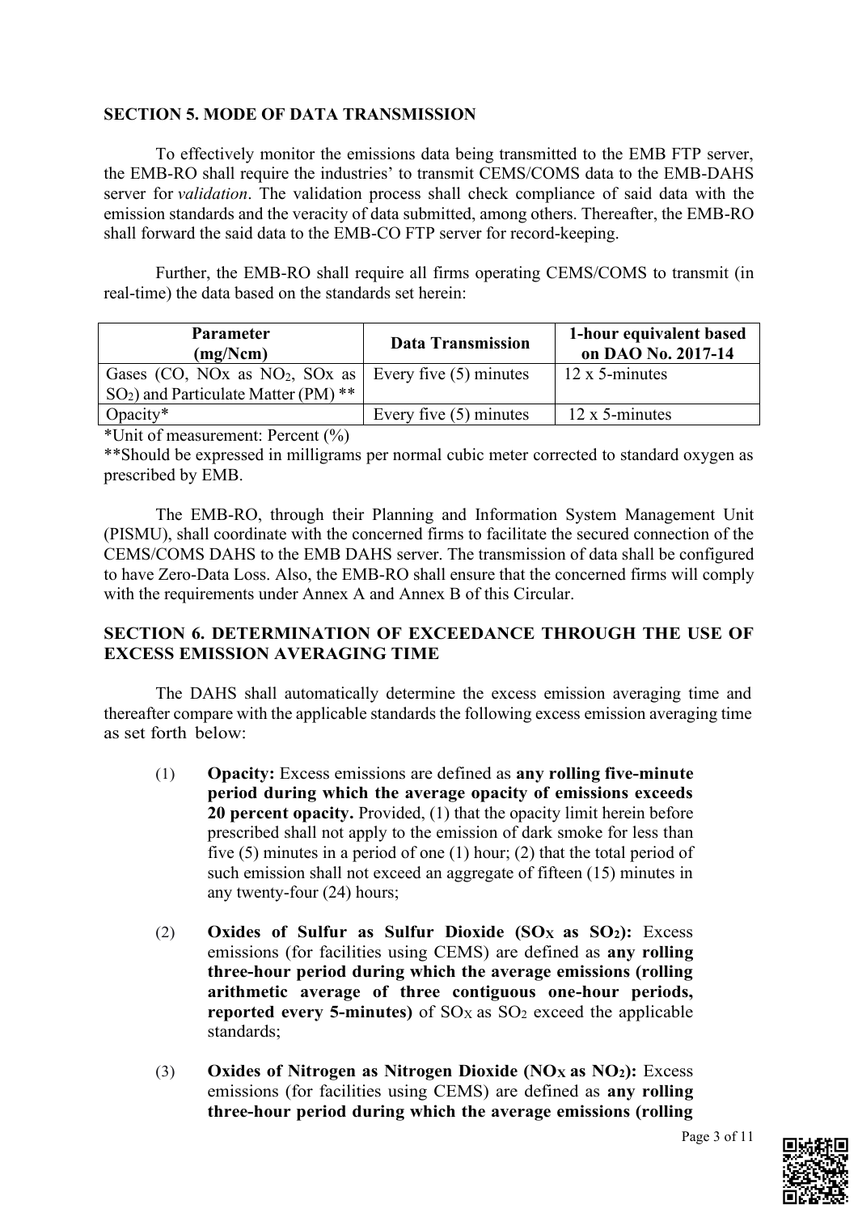## SECTION 5. MODE OF DATA TRANSMISSION

To effectively monitor the emissions data being transmitted to the EMB FTP server, the EMB-RO shall require the industries' to transmit CEMS/COMS data to the EMB-DAHS server for *validation*. The validation process shall check compliance of said data with the emission standards and the veracity of data submitted, among others. Thereafter, the EMB-RO shall forward the said data to the EMB-CO FTP server for record-keeping.

Further, the EMB-RO shall require all firms operating CEMS/COMS to transmit (in real-time) the data based on the standards set herein:

| Parameter (mg/Ncm) | Data Transmission | 1-hour equivalent based on DAO No. 2017-14 |
|---|---|---|
| Gases (CO, NOx as $NO_2$, SOx as $SO_2$) and Particulate Matter (PM) ** | Every five (5) minutes | 12 x 5-minutes |
| Opacity* | Every five (5) minutes | 12 x 5-minutes |

*Unit of measurement: Percent (%)

**Should be expressed in milligrams per normal cubic meter corrected to standard oxygen as prescribed by EMB.

The EMB-RO, through their Planning and Information System Management Unit (PISMU), shall coordinate with the concerned firms to facilitate the secured connection of the CEMS/COMS DAHS to the EMB DAHS server. The transmission of data shall be configured to have Zero-Data Loss. Also, the EMB-RO shall ensure that the concerned firms will comply with the requirements under Annex A and Annex B of this Circular.

## SECTION 6. DETERMINATION OF EXCEEDANCE THROUGH THE USE OF EXCESS EMISSION AVERAGING TIME

The DAHS shall automatically determine the excess emission averaging time and thereafter compare with the applicable standards the following excess emission averaging time as set forth below:

(1) **Opacity:** Excess emissions are defined as **any rolling five-minute period during which the average opacity of emissions exceeds 20 percent opacity.** Provided, (1) that the opacity limit herein before prescribed shall not apply to the emission of dark smoke for less than five (5) minutes in a period of one (1) hour; (2) that the total period of such emission shall not exceed an aggregate of fifteen (15) minutes in any twenty-four (24) hours;

(2) **Oxides of Sulfur as Sulfur Dioxide ($SO_X$ as $SO_2$):** Excess emissions (for facilities using CEMS) are defined as **any rolling three-hour period during which the average emissions (rolling arithmetic average of three contiguous one-hour periods, reported every 5-minutes)** of $SO_X$ as $SO_2$ exceed the applicable standards;

(3) **Oxides of Nitrogen as Nitrogen Dioxide ($NO_X$ as $NO_2$):** Excess emissions (for facilities using CEMS) are defined as **any rolling three-hour period during which the average emissions (rolling**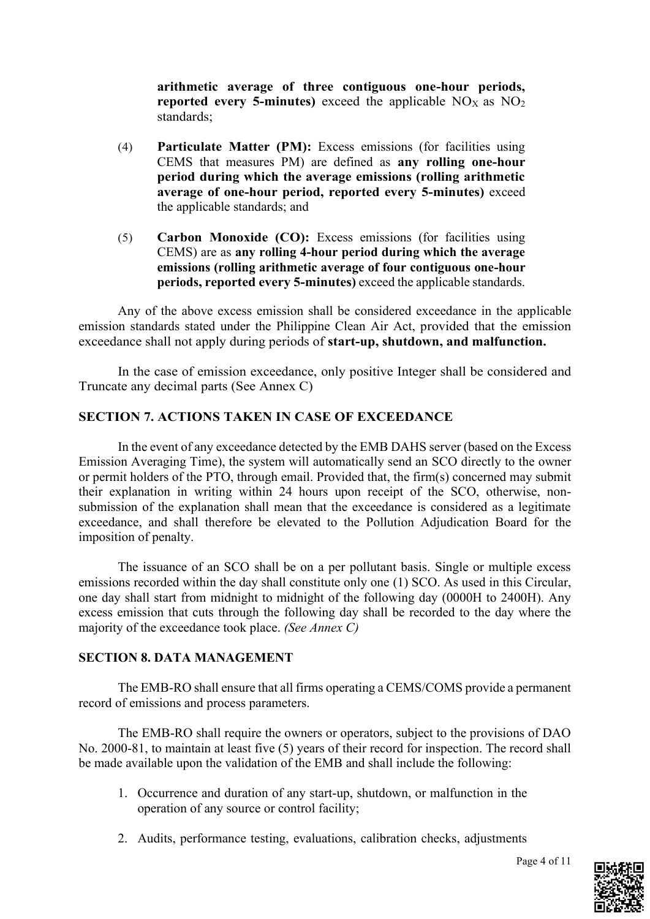**arithmetic average of three contiguous one-hour periods, reported every 5-minutes)** exceed the applicable $NO_X$ as $NO_2$ standards;

(4) **Particulate Matter (PM):** Excess emissions (for facilities using CEMS that measures PM) are defined as **any rolling one-hour period during which the average emissions (rolling arithmetic average of one-hour period, reported every 5-minutes)** exceed the applicable standards; and

(5) **Carbon Monoxide (CO):** Excess emissions (for facilities using CEMS) are as **any rolling 4-hour period during which the average emissions (rolling arithmetic average of four contiguous one-hour periods, reported every 5-minutes)** exceed the applicable standards.

Any of the above excess emission shall be considered exceedance in the applicable emission standards stated under the Philippine Clean Air Act, provided that the emission exceedance shall not apply during periods of **start-up, shutdown, and malfunction.**

In the case of emission exceedance, only positive Integer shall be considered and Truncate any decimal parts (See Annex C)

## SECTION 7. ACTIONS TAKEN IN CASE OF EXCEEDANCE

In the event of any exceedance detected by the EMB DAHS server (based on the Excess Emission Averaging Time), the system will automatically send an SCO directly to the owner or permit holders of the PTO, through email. Provided that, the firm(s) concerned may submit their explanation in writing within 24 hours upon receipt of the SCO, otherwise, non-submission of the explanation shall mean that the exceedance is considered as a legitimate exceedance, and shall therefore be elevated to the Pollution Adjudication Board for the imposition of penalty.

The issuance of an SCO shall be on a per pollutant basis. Single or multiple excess emissions recorded within the day shall constitute only one (1) SCO. As used in this Circular, one day shall start from midnight to midnight of the following day (0000H to 2400H). Any excess emission that cuts through the following day shall be recorded to the day where the majority of the exceedance took place. *(See Annex C)*

## SECTION 8. DATA MANAGEMENT

The EMB-RO shall ensure that all firms operating a CEMS/COMS provide a permanent record of emissions and process parameters.

The EMB-RO shall require the owners or operators, subject to the provisions of DAO No. 2000-81, to maintain at least five (5) years of their record for inspection. The record shall be made available upon the validation of the EMB and shall include the following:

1. Occurrence and duration of any start-up, shutdown, or malfunction in the operation of any source or control facility;
2. Audits, performance testing, evaluations, calibration checks, adjustments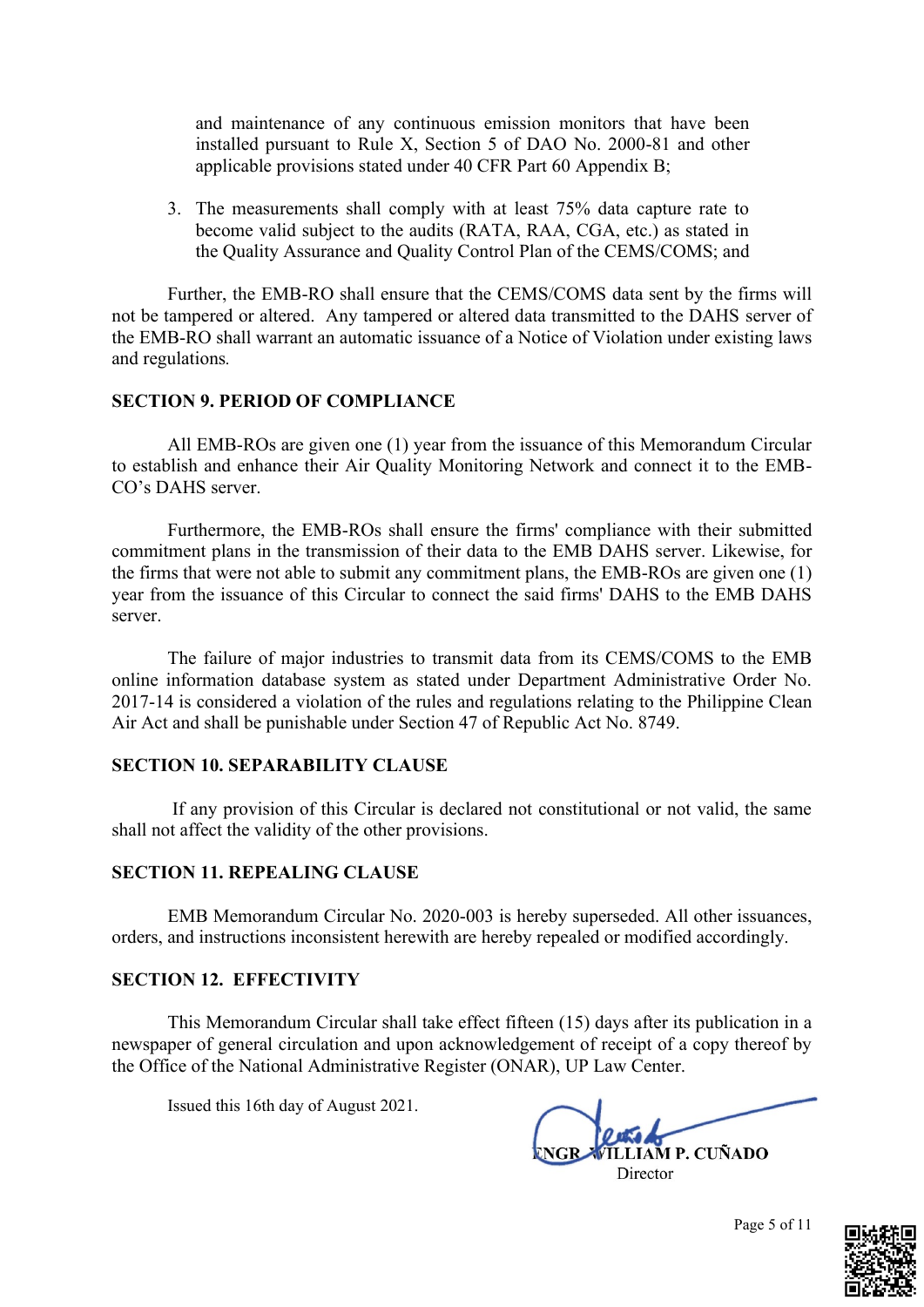and maintenance of any continuous emission monitors that have been installed pursuant to Rule X, Section 5 of DAO No. 2000-81 and other applicable provisions stated under 40 CFR Part 60 Appendix B;

3. The measurements shall comply with at least 75% data capture rate to become valid subject to the audits (RATA, RAA, CGA, etc.) as stated in the Quality Assurance and Quality Control Plan of the CEMS/COMS; and

Further, the EMB-RO shall ensure that the CEMS/COMS data sent by the firms will not be tampered or altered. Any tampered or altered data transmitted to the DAHS server of the EMB-RO shall warrant an automatic issuance of a Notice of Violation under existing laws and regulations.

**SECTION 9. PERIOD OF COMPLIANCE**

All EMB-ROs are given one (1) year from the issuance of this Memorandum Circular to establish and enhance their Air Quality Monitoring Network and connect it to the EMB-CO's DAHS server.

Furthermore, the EMB-ROs shall ensure the firms' compliance with their submitted commitment plans in the transmission of their data to the EMB DAHS server. Likewise, for the firms that were not able to submit any commitment plans, the EMB-ROs are given one (1) year from the issuance of this Circular to connect the said firms' DAHS to the EMB DAHS server.

The failure of major industries to transmit data from its CEMS/COMS to the EMB online information database system as stated under Department Administrative Order No. 2017-14 is considered a violation of the rules and regulations relating to the Philippine Clean Air Act and shall be punishable under Section 47 of Republic Act No. 8749.

**SECTION 10. SEPARABILITY CLAUSE**

If any provision of this Circular is declared not constitutional or not valid, the same shall not affect the validity of the other provisions.

**SECTION 11. REPEALING CLAUSE**

EMB Memorandum Circular No. 2020-003 is hereby superseded. All other issuances, orders, and instructions inconsistent herewith are hereby repealed or modified accordingly.

**SECTION 12. EFFECTIVITY**

This Memorandum Circular shall take effect fifteen (15) days after its publication in a newspaper of general circulation and upon acknowledgement of receipt of a copy thereof by the Office of the National Administrative Register (ONAR), UP Law Center.

Issued this 16th day of August 2021.

**ENGR. WILLIAM P. CUÑADO**
Director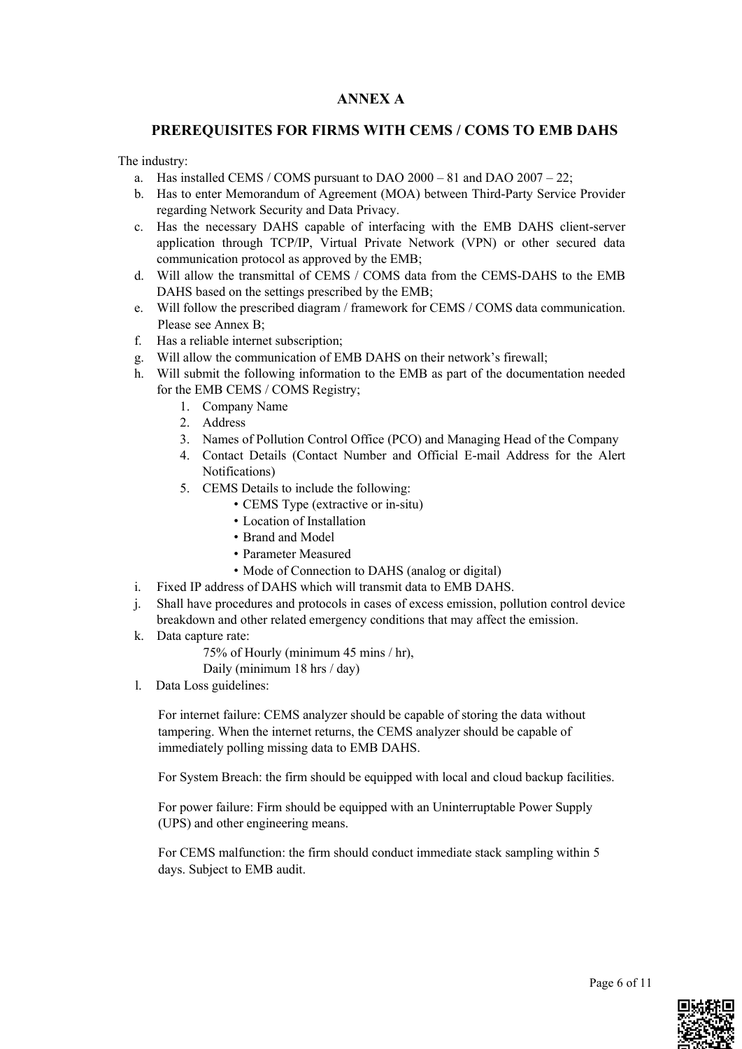# ANNEX A

## PREREQUISITES FOR FIRMS WITH CEMS / COMS TO EMB DAHS

The industry:

a. Has installed CEMS / COMS pursuant to DAO 2000 – 81 and DAO 2007 – 22;

b. Has to enter Memorandum of Agreement (MOA) between Third-Party Service Provider regarding Network Security and Data Privacy.

c. Has the necessary DAHS capable of interfacing with the EMB DAHS client-server application through TCP/IP, Virtual Private Network (VPN) or other secured data communication protocol as approved by the EMB;

d. Will allow the transmittal of CEMS / COMS data from the CEMS-DAHS to the EMB DAHS based on the settings prescribed by the EMB;

e. Will follow the prescribed diagram / framework for CEMS / COMS data communication. Please see Annex B;

f. Has a reliable internet subscription;

g. Will allow the communication of EMB DAHS on their network's firewall;

h. Will submit the following information to the EMB as part of the documentation needed for the EMB CEMS / COMS Registry;
   1. Company Name
   2. Address
   3. Names of Pollution Control Office (PCO) and Managing Head of the Company
   4. Contact Details (Contact Number and Official E-mail Address for the Alert Notifications)
   5. CEMS Details to include the following:
      - CEMS Type (extractive or in-situ)
      - Location of Installation
      - Brand and Model
      - Parameter Measured
      - Mode of Connection to DAHS (analog or digital)

i. Fixed IP address of DAHS which will transmit data to EMB DAHS.

j. Shall have procedures and protocols in cases of excess emission, pollution control device breakdown and other related emergency conditions that may affect the emission.

k. Data capture rate:

   75% of Hourly (minimum 45 mins / hr),
   Daily (minimum 18 hrs / day)

l. Data Loss guidelines:

   For internet failure: CEMS analyzer should be capable of storing the data without tampering. When the internet returns, the CEMS analyzer should be capable of immediately polling missing data to EMB DAHS.

   For System Breach: the firm should be equipped with local and cloud backup facilities.

   For power failure: Firm should be equipped with an Uninterruptable Power Supply (UPS) and other engineering means.

   For CEMS malfunction: the firm should conduct immediate stack sampling within 5 days. Subject to EMB audit.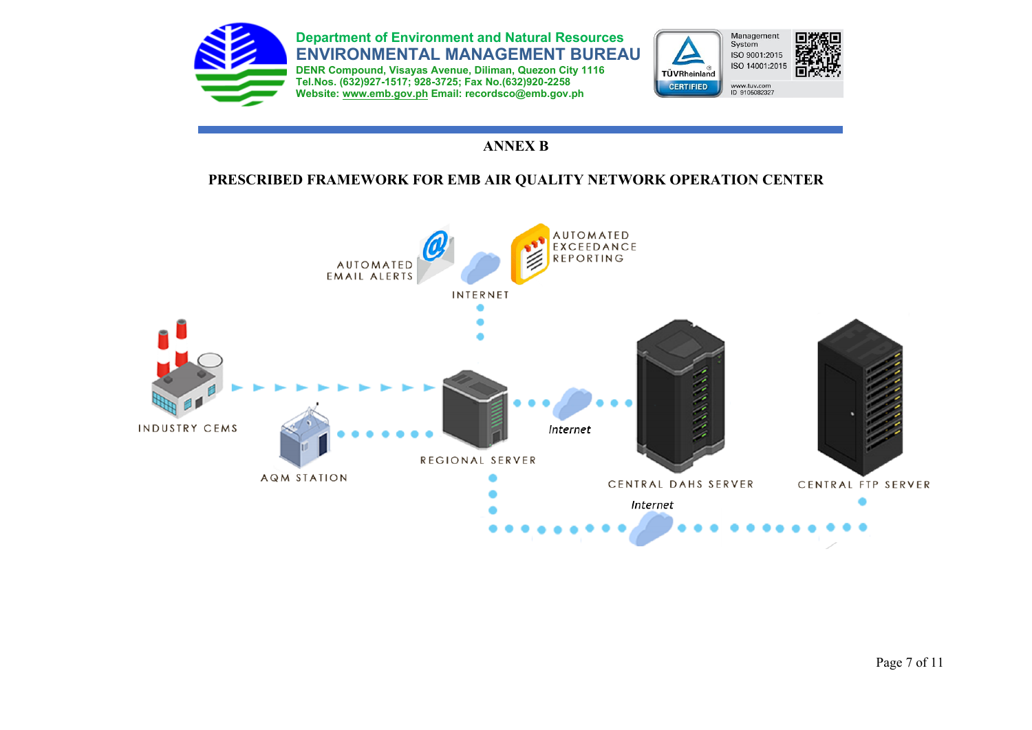## ANNEX B

## PRESCRIBED FRAMEWORK FOR EMB AIR QUALITY NETWORK OPERATION CENTER

AUTOMATED EMAIL ALERTS

INTERNET

AUTOMATED EXCEEDANCE REPORTING

INDUSTRY CEMS

AQM STATION

REGIONAL SERVER

*Internet*

CENTRAL DAHS SERVER

CENTRAL FTP SERVER

*Internet*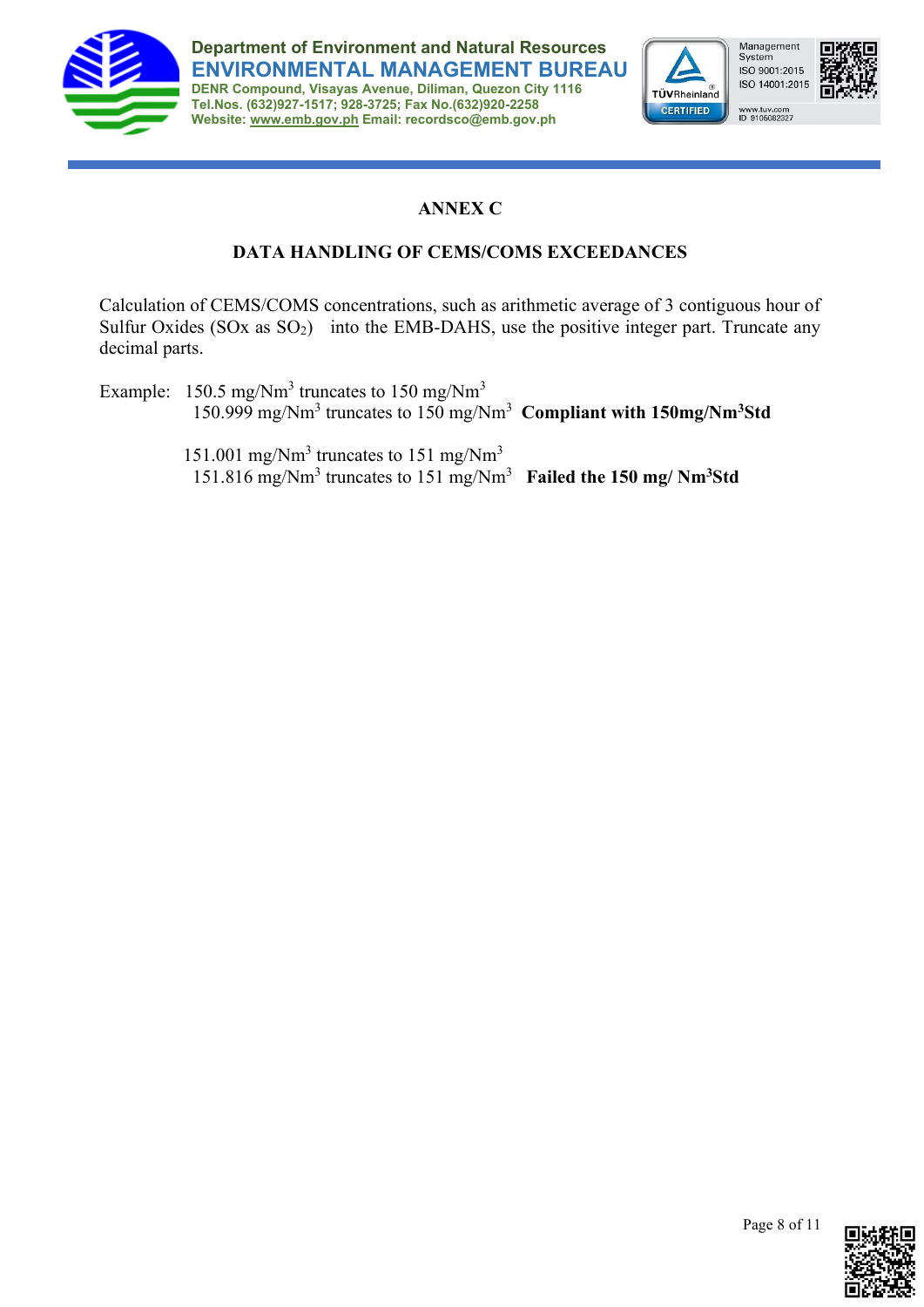# ANNEX C

## DATA HANDLING OF CEMS/COMS EXCEEDANCES

Calculation of CEMS/COMS concentrations, such as arithmetic average of 3 contiguous hour of Sulfur Oxides (SOx as $SO_2$) into the EMB-DAHS, use the positive integer part. Truncate any decimal parts.

Example: 150.5 mg/Nm$^3$ truncates to 150 mg/Nm$^3$
150.999 mg/Nm$^3$ truncates to 150 mg/Nm$^3$ **Compliant with 150mg/Nm$^3$Std**

151.001 mg/Nm$^3$ truncates to 151 mg/Nm$^3$
151.816 mg/Nm$^3$ truncates to 151 mg/Nm$^3$ **Failed the 150 mg/ Nm$^3$Std**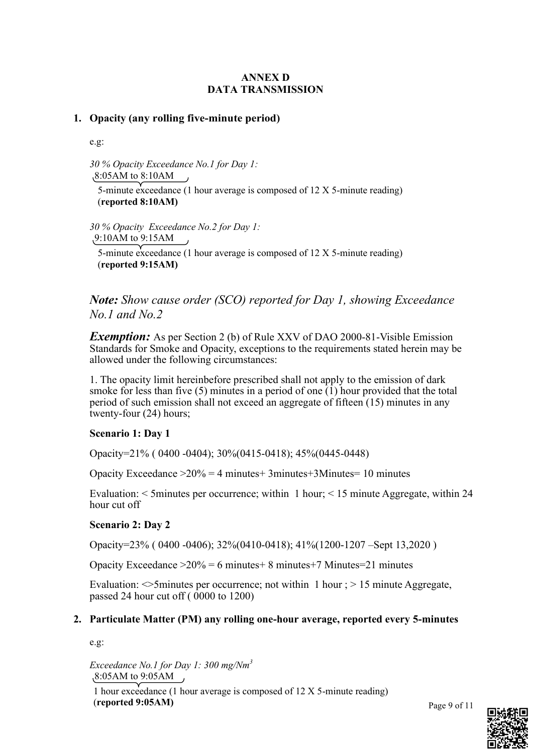## ANNEX D
## DATA TRANSMISSION

### 1. Opacity (any rolling five-minute period)

e.g:

*30 % Opacity Exceedance No.1 for Day 1:*
8:05AM to 8:10AM
5-minute exceedance (1 hour average is composed of 12 X 5-minute reading)
(**reported 8:10AM)**

*30 % Opacity Exceedance No.2 for Day 1:*
9:10AM to 9:15AM
5-minute exceedance (1 hour average is composed of 12 X 5-minute reading)
(**reported 9:15AM)**

***Note:*** *Show cause order (SCO) reported for Day 1, showing Exceedance No.1 and No.2*

***Exemption:*** As per Section 2 (b) of Rule XXV of DAO 2000-81-Visible Emission Standards for Smoke and Opacity, exceptions to the requirements stated herein may be allowed under the following circumstances:

1. The opacity limit hereinbefore prescribed shall not apply to the emission of dark smoke for less than five (5) minutes in a period of one (1) hour provided that the total period of such emission shall not exceed an aggregate of fifteen (15) minutes in any twenty-four (24) hours;

**Scenario 1: Day 1**

Opacity=21% ( 0400 -0404); 30%(0415-0418); 45%(0445-0448)

Opacity Exceedance >20% = 4 minutes+ 3minutes+3Minutes= 10 minutes

Evaluation: < 5minutes per occurrence; within 1 hour; < 15 minute Aggregate, within 24 hour cut off

**Scenario 2: Day 2**

Opacity=23% ( 0400 -0406); 32%(0410-0418); 41%(1200-1207 –Sept 13,2020 )

Opacity Exceedance >20% = 6 minutes+ 8 minutes+7 Minutes=21 minutes

Evaluation: <>5minutes per occurrence; not within 1 hour ; > 15 minute Aggregate, passed 24 hour cut off ( 0000 to 1200)

### 2. Particulate Matter (PM) any rolling one-hour average, reported every 5-minutes

e.g:

*Exceedance No.1 for Day 1: 300 mg/Nm$^3$*
8:05AM to 9:05AM
1 hour exceedance (1 hour average is composed of 12 X 5-minute reading)
(**reported 9:05AM)**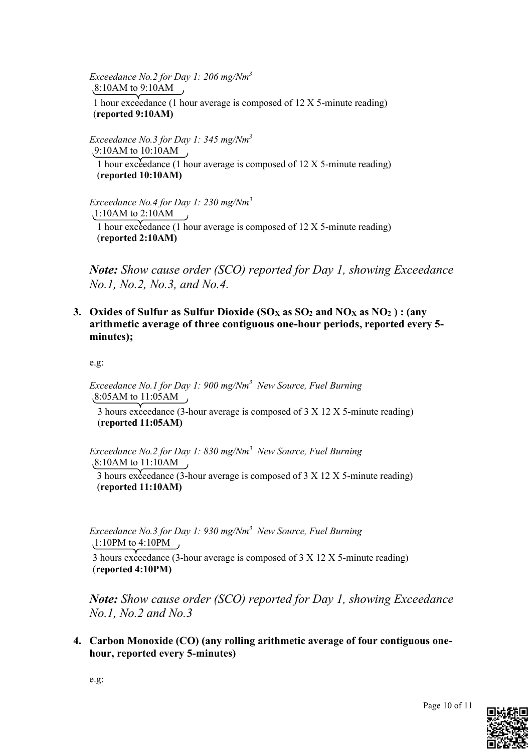*Exceedance No.2 for Day 1: 206 mg/Nm$^3$*

8:10AM to 9:10AM

1 hour exceedance (1 hour average is composed of 12 X 5-minute reading)
(**reported 9:10AM)**

*Exceedance No.3 for Day 1: 345 mg/Nm$^3$*

9:10AM to 10:10AM

1 hour exceedance (1 hour average is composed of 12 X 5-minute reading)
(**reported 10:10AM)**

*Exceedance No.4 for Day 1: 230 mg/Nm$^3$*

1:10AM to 2:10AM

1 hour exceedance (1 hour average is composed of 12 X 5-minute reading)
(**reported 2:10AM)**

***Note:*** *Show cause order (SCO) reported for Day 1, showing Exceedance No.1, No.2, No.3, and No.4.*

**3. Oxides of Sulfur as Sulfur Dioxide ($SO_X$ as $SO_2$ and $NO_X$ as $NO_2$ ) : (any arithmetic average of three contiguous one-hour periods, reported every 5-minutes);**

e.g:

*Exceedance No.1 for Day 1: 900 mg/Nm$^3$ New Source, Fuel Burning*

8:05AM to 11:05AM

3 hours exceedance (3-hour average is composed of 3 X 12 X 5-minute reading)
(**reported 11:05AM)**

*Exceedance No.2 for Day 1: 830 mg/Nm$^3$ New Source, Fuel Burning*

8:10AM to 11:10AM

3 hours exceedance (3-hour average is composed of 3 X 12 X 5-minute reading)
(**reported 11:10AM)**

*Exceedance No.3 for Day 1: 930 mg/Nm$^3$ New Source, Fuel Burning*

1:10PM to 4:10PM

3 hours exceedance (3-hour average is composed of 3 X 12 X 5-minute reading)
(**reported 4:10PM)**

***Note:*** *Show cause order (SCO) reported for Day 1, showing Exceedance No.1, No.2 and No.3*

**4. Carbon Monoxide (CO) (any rolling arithmetic average of four contiguous one-hour, reported every 5-minutes)**

e.g: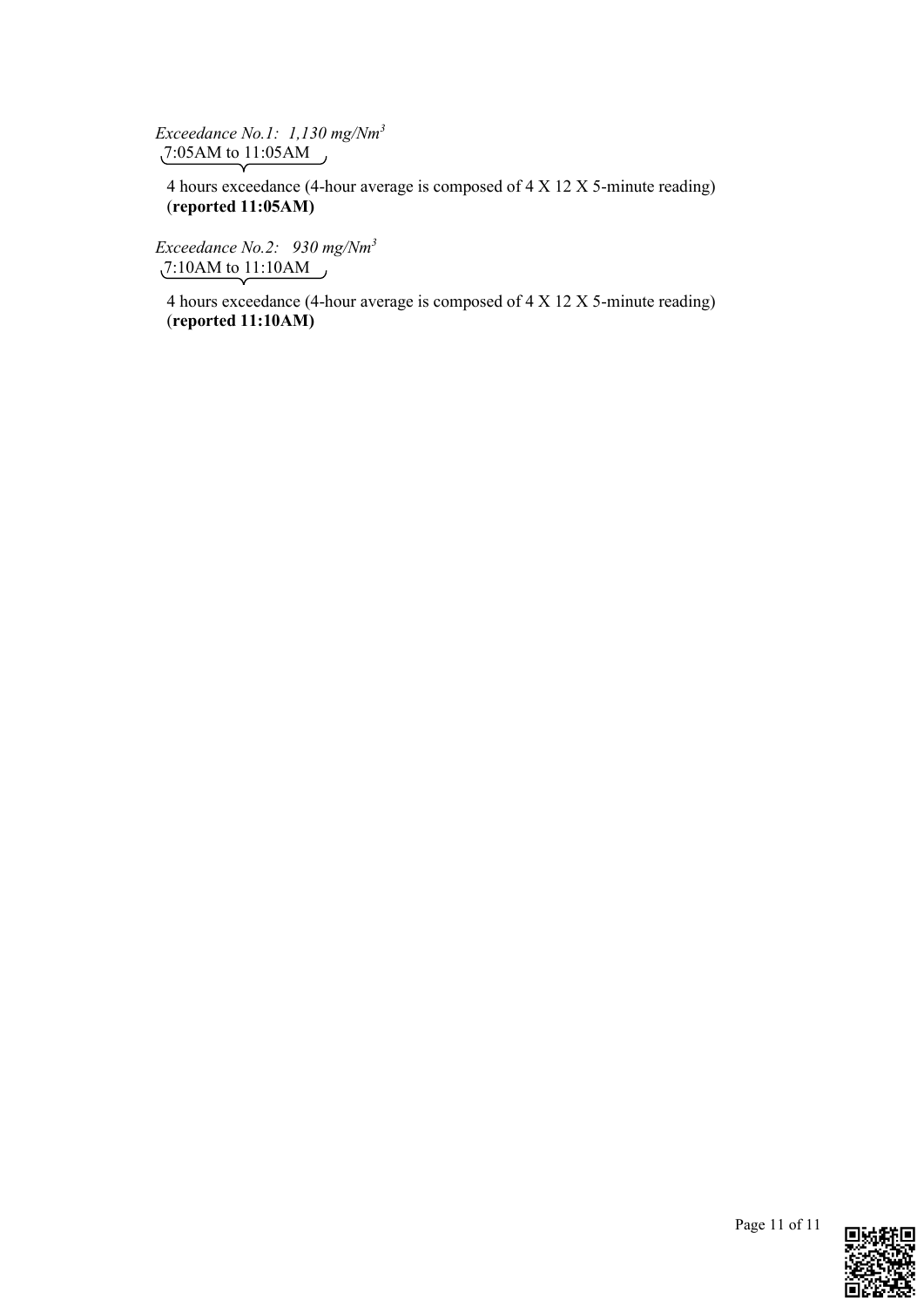*Exceedance No.1: 1,130 mg/Nm$^3$*

7:05AM to 11:05AM

4 hours exceedance (4-hour average is composed of 4 X 12 X 5-minute reading) (**reported 11:05AM)**

*Exceedance No.2: 930 mg/Nm$^3$*

7:10AM to 11:10AM

4 hours exceedance (4-hour average is composed of 4 X 12 X 5-minute reading) (**reported 11:10AM)**